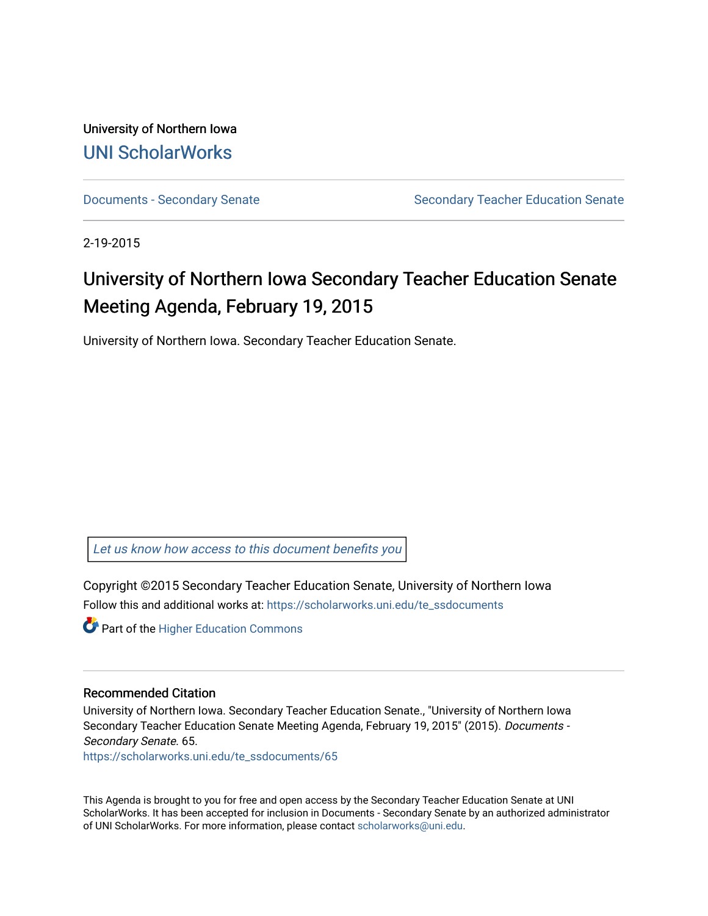University of Northern Iowa

UNI ScholarWorks

Documents - Secondary Senate | Secondary Teacher Education Senate

2-19-2015

# University of Northern Iowa Secondary Teacher Education Senate Meeting Agenda, February 19, 2015

University of Northern Iowa. Secondary Teacher Education Senate.

*Let us know how access to this document benefits you*

Copyright ©2015 Secondary Teacher Education Senate, University of Northern Iowa

Follow this and additional works at: https://scholarworks.uni.edu/te_ssdocuments

Part of the Higher Education Commons

## Recommended Citation

University of Northern Iowa. Secondary Teacher Education Senate., "University of Northern Iowa Secondary Teacher Education Senate Meeting Agenda, February 19, 2015" (2015). *Documents - Secondary Senate*. 65.
https://scholarworks.uni.edu/te_ssdocuments/65

This Agenda is brought to you for free and open access by the Secondary Teacher Education Senate at UNI ScholarWorks. It has been accepted for inclusion in Documents - Secondary Senate by an authorized administrator of UNI ScholarWorks. For more information, please contact scholarworks@uni.edu.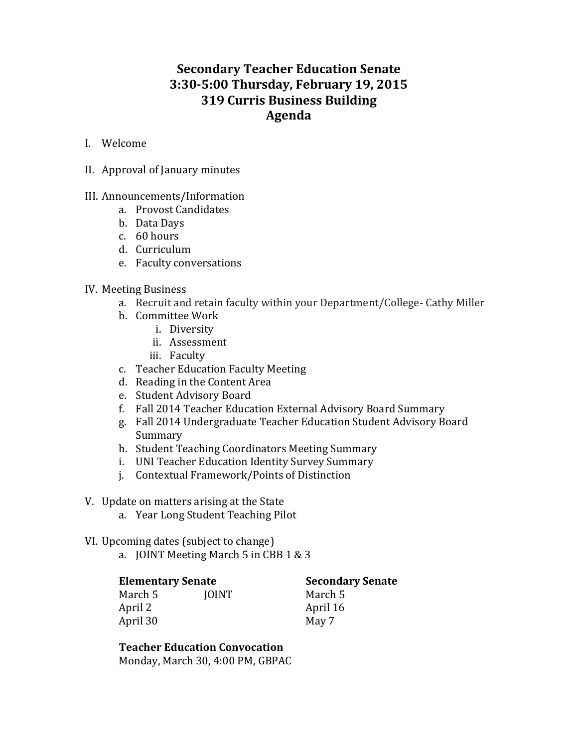# Secondary Teacher Education Senate
# 3:30-5:00 Thursday, February 19, 2015
# 319 Curris Business Building
# Agenda

I. Welcome

II. Approval of January minutes

III. Announcements/Information
   a. Provost Candidates
   b. Data Days
   c. 60 hours
   d. Curriculum
   e. Faculty conversations

IV. Meeting Business
   a. Recruit and retain faculty within your Department/College- Cathy Miller
   b. Committee Work
      i. Diversity
      ii. Assessment
      iii. Faculty
   c. Teacher Education Faculty Meeting
   d. Reading in the Content Area
   e. Student Advisory Board
   f. Fall 2014 Teacher Education External Advisory Board Summary
   g. Fall 2014 Undergraduate Teacher Education Student Advisory Board Summary
   h. Student Teaching Coordinators Meeting Summary
   i. UNI Teacher Education Identity Survey Summary
   j. Contextual Framework/Points of Distinction

V. Update on matters arising at the State
   a. Year Long Student Teaching Pilot

VI. Upcoming dates (subject to change)
   a. JOINT Meeting March 5 in CBB 1 & 3

| **Elementary Senate** | | **Secondary Senate** |
|---|---|---|
| March 5 | JOINT | March 5 |
| April 2 | | April 16 |
| April 30 | | May 7 |

**Teacher Education Convocation**
Monday, March 30, 4:00 PM, GBPAC